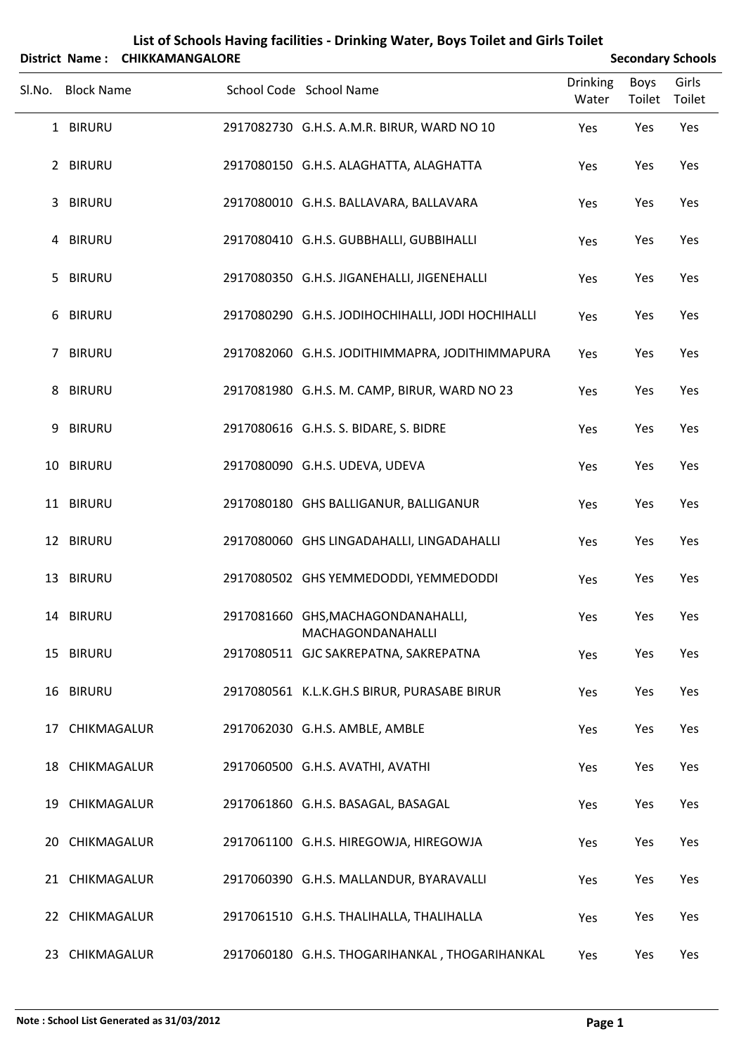# List of Schools Having facilities - Drinking Water, Boys Toilet and Girls Toilet

**District Name : CHIKKAMANGALORE** **Secondary Schools**

| Sl.No. | Block Name | School Code | School Name | Drinking Water | Boys Toilet | Girls Toilet |
|---|---|---|---|---|---|---|
| 1 | BIRURU | 2917082730 | G.H.S. A.M.R. BIRUR, WARD NO 10 | Yes | Yes | Yes |
| 2 | BIRURU | 2917080150 | G.H.S. ALAGHATTA, ALAGHATTA | Yes | Yes | Yes |
| 3 | BIRURU | 2917080010 | G.H.S. BALLAVARA, BALLAVARA | Yes | Yes | Yes |
| 4 | BIRURU | 2917080410 | G.H.S. GUBBHALLI, GUBBIHALLI | Yes | Yes | Yes |
| 5 | BIRURU | 2917080350 | G.H.S. JIGANEHALLI, JIGENEHALLI | Yes | Yes | Yes |
| 6 | BIRURU | 2917080290 | G.H.S. JODIHOCHIHALLI, JODI HOCHIHALLI | Yes | Yes | Yes |
| 7 | BIRURU | 2917082060 | G.H.S. JODITHIMMAPRA, JODITHIMMAPURA | Yes | Yes | Yes |
| 8 | BIRURU | 2917081980 | G.H.S. M. CAMP, BIRUR, WARD NO 23 | Yes | Yes | Yes |
| 9 | BIRURU | 2917080616 | G.H.S. S. BIDARE, S. BIDRE | Yes | Yes | Yes |
| 10 | BIRURU | 2917080090 | G.H.S. UDEVA, UDEVA | Yes | Yes | Yes |
| 11 | BIRURU | 2917080180 | GHS BALLIGANUR, BALLIGANUR | Yes | Yes | Yes |
| 12 | BIRURU | 2917080060 | GHS LINGADAHALLI, LINGADAHALLI | Yes | Yes | Yes |
| 13 | BIRURU | 2917080502 | GHS YEMMEDODDI, YEMMEDODDI | Yes | Yes | Yes |
| 14 | BIRURU | 2917081660 | GHS,MACHAGONDANAHALLI, MACHAGONDANAHALLI | Yes | Yes | Yes |
| 15 | BIRURU | 2917080511 | GJC SAKREPATNA, SAKREPATNA | Yes | Yes | Yes |
| 16 | BIRURU | 2917080561 | K.L.K.GH.S BIRUR, PURASABE BIRUR | Yes | Yes | Yes |
| 17 | CHIKMAGALUR | 2917062030 | G.H.S. AMBLE, AMBLE | Yes | Yes | Yes |
| 18 | CHIKMAGALUR | 2917060500 | G.H.S. AVATHI, AVATHI | Yes | Yes | Yes |
| 19 | CHIKMAGALUR | 2917061860 | G.H.S. BASAGAL, BASAGAL | Yes | Yes | Yes |
| 20 | CHIKMAGALUR | 2917061100 | G.H.S. HIREGOWJA, HIREGOWJA | Yes | Yes | Yes |
| 21 | CHIKMAGALUR | 2917060390 | G.H.S. MALLANDUR, BYARAVALLI | Yes | Yes | Yes |
| 22 | CHIKMAGALUR | 2917061510 | G.H.S. THALIHALLA, THALIHALLA | Yes | Yes | Yes |
| 23 | CHIKMAGALUR | 2917060180 | G.H.S. THOGARIHANKAL , THOGARIHANKAL | Yes | Yes | Yes |

**Note : School List Generated as 31/03/2012**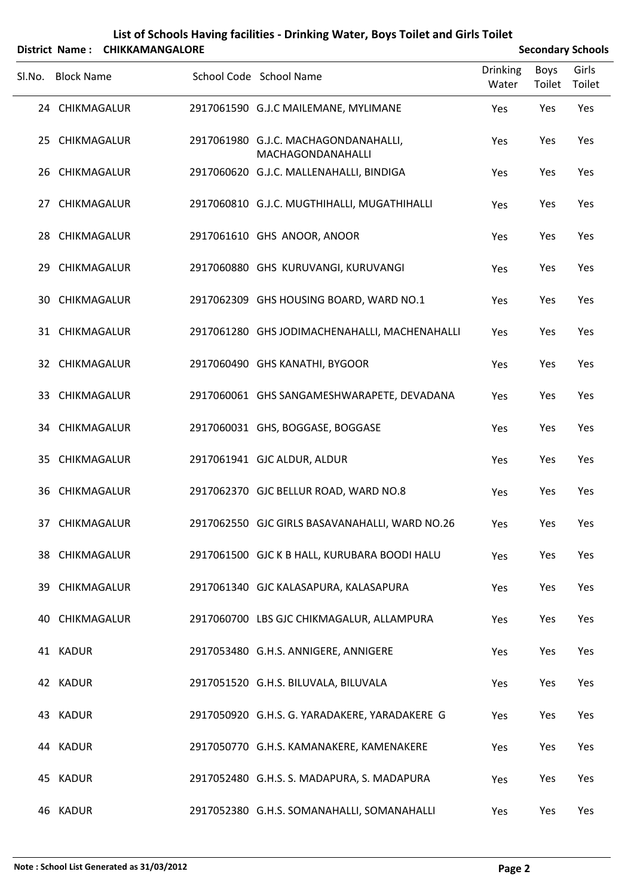# List of Schools Having facilities - Drinking Water, Boys Toilet and Girls Toilet

**District Name : CHIKKAMANGALORE** **Secondary Schools**

| Sl.No. | Block Name | School Code | School Name | Drinking Water | Boys Toilet | Girls Toilet |
|---|---|---|---|---|---|---|
| 24 | CHIKMAGALUR | 2917061590 | G.J.C MAILEMANE, MYLIMANE | Yes | Yes | Yes |
| 25 | CHIKMAGALUR | 2917061980 | G.J.C. MACHAGONDANAHALLI, MACHAGONDANAHALLI | Yes | Yes | Yes |
| 26 | CHIKMAGALUR | 2917060620 | G.J.C. MALLENAHALLI, BINDIGA | Yes | Yes | Yes |
| 27 | CHIKMAGALUR | 2917060810 | G.J.C. MUGTHIHALLI, MUGATHIHALLI | Yes | Yes | Yes |
| 28 | CHIKMAGALUR | 2917061610 | GHS ANOOR, ANOOR | Yes | Yes | Yes |
| 29 | CHIKMAGALUR | 2917060880 | GHS KURUVANGI, KURUVANGI | Yes | Yes | Yes |
| 30 | CHIKMAGALUR | 2917062309 | GHS HOUSING BOARD, WARD NO.1 | Yes | Yes | Yes |
| 31 | CHIKMAGALUR | 2917061280 | GHS JODIMACHENAHALLI, MACHENAHALLI | Yes | Yes | Yes |
| 32 | CHIKMAGALUR | 2917060490 | GHS KANATHI, BYGOOR | Yes | Yes | Yes |
| 33 | CHIKMAGALUR | 2917060061 | GHS SANGAMESHWARAPETE, DEVADANA | Yes | Yes | Yes |
| 34 | CHIKMAGALUR | 2917060031 | GHS, BOGGASE, BOGGASE | Yes | Yes | Yes |
| 35 | CHIKMAGALUR | 2917061941 | GJC ALDUR, ALDUR | Yes | Yes | Yes |
| 36 | CHIKMAGALUR | 2917062370 | GJC BELLUR ROAD, WARD NO.8 | Yes | Yes | Yes |
| 37 | CHIKMAGALUR | 2917062550 | GJC GIRLS BASAVANAHALLI, WARD NO.26 | Yes | Yes | Yes |
| 38 | CHIKMAGALUR | 2917061500 | GJC K B HALL, KURUBARA BOODI HALU | Yes | Yes | Yes |
| 39 | CHIKMAGALUR | 2917061340 | GJC KALASAPURA, KALASAPURA | Yes | Yes | Yes |
| 40 | CHIKMAGALUR | 2917060700 | LBS GJC CHIKMAGALUR, ALLAMPURA | Yes | Yes | Yes |
| 41 | KADUR | 2917053480 | G.H.S. ANNIGERE, ANNIGERE | Yes | Yes | Yes |
| 42 | KADUR | 2917051520 | G.H.S. BILUVALA, BILUVALA | Yes | Yes | Yes |
| 43 | KADUR | 2917050920 | G.H.S. G. YARADAKERE, YARADAKERE G | Yes | Yes | Yes |
| 44 | KADUR | 2917050770 | G.H.S. KAMANAKERE, KAMENAKERE | Yes | Yes | Yes |
| 45 | KADUR | 2917052480 | G.H.S. S. MADAPURA, S. MADAPURA | Yes | Yes | Yes |
| 46 | KADUR | 2917052380 | G.H.S. SOMANAHALLI, SOMANAHALLI | Yes | Yes | Yes |

**Note : School List Generated as 31/03/2012**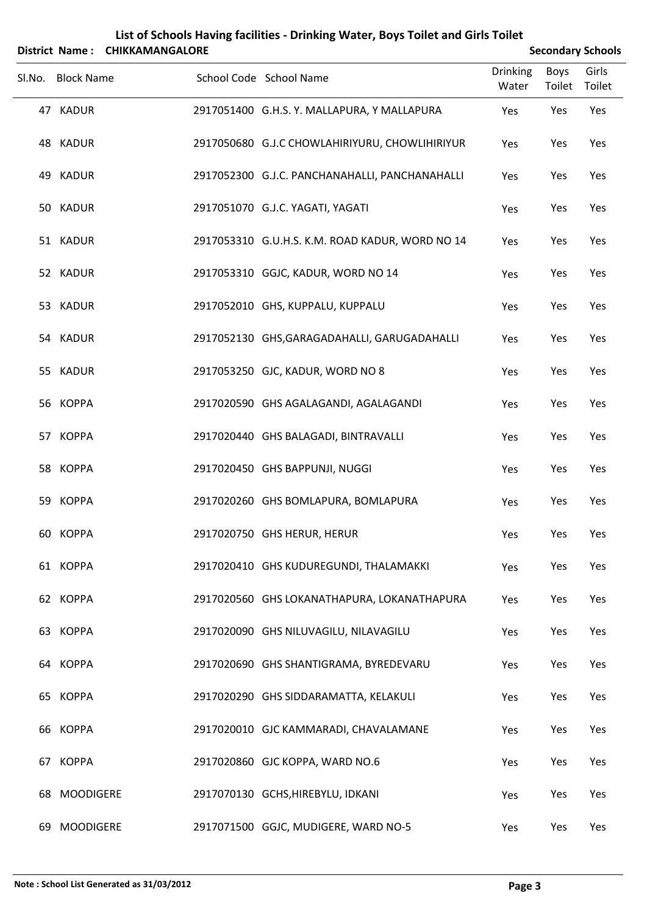# List of Schools Having facilities - Drinking Water, Boys Toilet and Girls Toilet

**District Name : CHIKKAMANGALORE** **Secondary Schools**

| Sl.No. | Block Name | School Code | School Name | Drinking Water | Boys Toilet | Girls Toilet |
|---|---|---|---|---|---|---|
| 47 | KADUR | 2917051400 | G.H.S. Y. MALLAPURA, Y MALLAPURA | Yes | Yes | Yes |
| 48 | KADUR | 2917050680 | G.J.C CHOWLAHIRIYURU, CHOWLIHIRIYUR | Yes | Yes | Yes |
| 49 | KADUR | 2917052300 | G.J.C. PANCHANAHALLI, PANCHANAHALLI | Yes | Yes | Yes |
| 50 | KADUR | 2917051070 | G.J.C. YAGATI, YAGATI | Yes | Yes | Yes |
| 51 | KADUR | 2917053310 | G.U.H.S. K.M. ROAD KADUR, WORD NO 14 | Yes | Yes | Yes |
| 52 | KADUR | 2917053310 | GGJC, KADUR, WORD NO 14 | Yes | Yes | Yes |
| 53 | KADUR | 2917052010 | GHS, KUPPALU, KUPPALU | Yes | Yes | Yes |
| 54 | KADUR | 2917052130 | GHS,GARAGADAHALLI, GARUGADAHALLI | Yes | Yes | Yes |
| 55 | KADUR | 2917053250 | GJC, KADUR, WORD NO 8 | Yes | Yes | Yes |
| 56 | KOPPA | 2917020590 | GHS AGALAGANDI, AGALAGANDI | Yes | Yes | Yes |
| 57 | KOPPA | 2917020440 | GHS BALAGADI, BINTRAVALLI | Yes | Yes | Yes |
| 58 | KOPPA | 2917020450 | GHS BAPPUNJI, NUGGI | Yes | Yes | Yes |
| 59 | KOPPA | 2917020260 | GHS BOMLAPURA, BOMLAPURA | Yes | Yes | Yes |
| 60 | KOPPA | 2917020750 | GHS HERUR, HERUR | Yes | Yes | Yes |
| 61 | KOPPA | 2917020410 | GHS KUDUREGUNDI, THALAMAKKI | Yes | Yes | Yes |
| 62 | KOPPA | 2917020560 | GHS LOKANATHAPURA, LOKANATHAPURA | Yes | Yes | Yes |
| 63 | KOPPA | 2917020090 | GHS NILUVAGILU, NILAVAGILU | Yes | Yes | Yes |
| 64 | KOPPA | 2917020690 | GHS SHANTIGRAMA, BYREDEVARU | Yes | Yes | Yes |
| 65 | KOPPA | 2917020290 | GHS SIDDARAMATTA, KELAKULI | Yes | Yes | Yes |
| 66 | KOPPA | 2917020010 | GJC KAMMARADI, CHAVALAMANE | Yes | Yes | Yes |
| 67 | KOPPA | 2917020860 | GJC KOPPA, WARD NO.6 | Yes | Yes | Yes |
| 68 | MOODIGERE | 2917070130 | GCHS,HIREBYLU, IDKANI | Yes | Yes | Yes |
| 69 | MOODIGERE | 2917071500 | GGJC, MUDIGERE, WARD NO-5 | Yes | Yes | Yes |

**Note : School List Generated as 31/03/2012**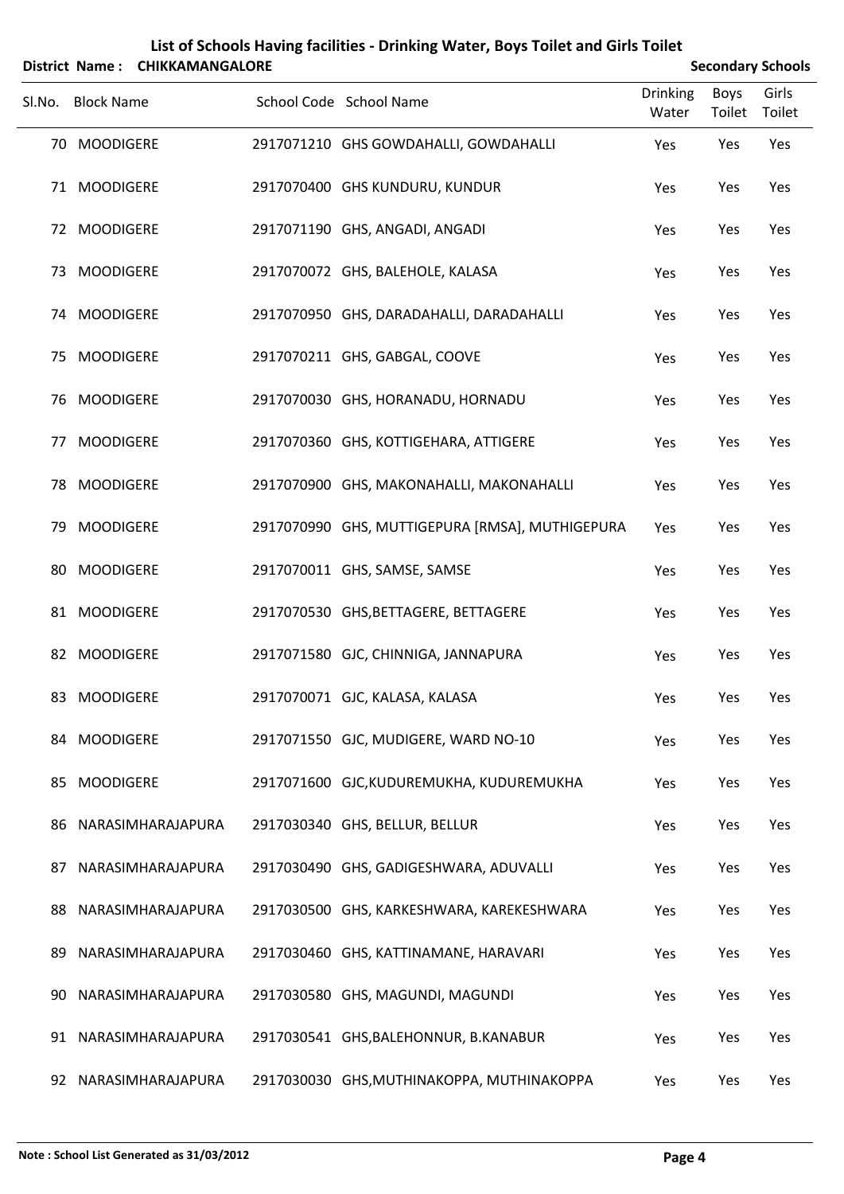# List of Schools Having facilities - Drinking Water, Boys Toilet and Girls Toilet

**District Name : CHIKKAMANGALORE** **Secondary Schools**

| Sl.No. | Block Name | School Code | School Name | Drinking Water | Boys Toilet | Girls Toilet |
|---|---|---|---|---|---|---|
| 70 | MOODIGERE | 2917071210 | GHS GOWDAHALLI, GOWDAHALLI | Yes | Yes | Yes |
| 71 | MOODIGERE | 2917070400 | GHS KUNDURU, KUNDUR | Yes | Yes | Yes |
| 72 | MOODIGERE | 2917071190 | GHS, ANGADI, ANGADI | Yes | Yes | Yes |
| 73 | MOODIGERE | 2917070072 | GHS, BALEHOLE, KALASA | Yes | Yes | Yes |
| 74 | MOODIGERE | 2917070950 | GHS, DARADAHALLI, DARADAHALLI | Yes | Yes | Yes |
| 75 | MOODIGERE | 2917070211 | GHS, GABGAL, COOVE | Yes | Yes | Yes |
| 76 | MOODIGERE | 2917070030 | GHS, HORANADU, HORNADU | Yes | Yes | Yes |
| 77 | MOODIGERE | 2917070360 | GHS, KOTTIGEHARA, ATTIGERE | Yes | Yes | Yes |
| 78 | MOODIGERE | 2917070900 | GHS, MAKONAHALLI, MAKONAHALLI | Yes | Yes | Yes |
| 79 | MOODIGERE | 2917070990 | GHS, MUTTIGEPURA [RMSA], MUTHIGEPURA | Yes | Yes | Yes |
| 80 | MOODIGERE | 2917070011 | GHS, SAMSE, SAMSE | Yes | Yes | Yes |
| 81 | MOODIGERE | 2917070530 | GHS,BETTAGERE, BETTAGERE | Yes | Yes | Yes |
| 82 | MOODIGERE | 2917071580 | GJC, CHINNIGA, JANNAPURA | Yes | Yes | Yes |
| 83 | MOODIGERE | 2917070071 | GJC, KALASA, KALASA | Yes | Yes | Yes |
| 84 | MOODIGERE | 2917071550 | GJC, MUDIGERE, WARD NO-10 | Yes | Yes | Yes |
| 85 | MOODIGERE | 2917071600 | GJC,KUDUREMUKHA, KUDUREMUKHA | Yes | Yes | Yes |
| 86 | NARASIMHARAJAPURA | 2917030340 | GHS, BELLUR, BELLUR | Yes | Yes | Yes |
| 87 | NARASIMHARAJAPURA | 2917030490 | GHS, GADIGESHWARA, ADUVALLI | Yes | Yes | Yes |
| 88 | NARASIMHARAJAPURA | 2917030500 | GHS, KARKESHWARA, KAREKESHWARA | Yes | Yes | Yes |
| 89 | NARASIMHARAJAPURA | 2917030460 | GHS, KATTINAMANE, HARAVARI | Yes | Yes | Yes |
| 90 | NARASIMHARAJAPURA | 2917030580 | GHS, MAGUNDI, MAGUNDI | Yes | Yes | Yes |
| 91 | NARASIMHARAJAPURA | 2917030541 | GHS,BALEHONNUR, B.KANABUR | Yes | Yes | Yes |
| 92 | NARASIMHARAJAPURA | 2917030030 | GHS,MUTHINAKOPPA, MUTHINAKOPPA | Yes | Yes | Yes |

**Note : School List Generated as 31/03/2012**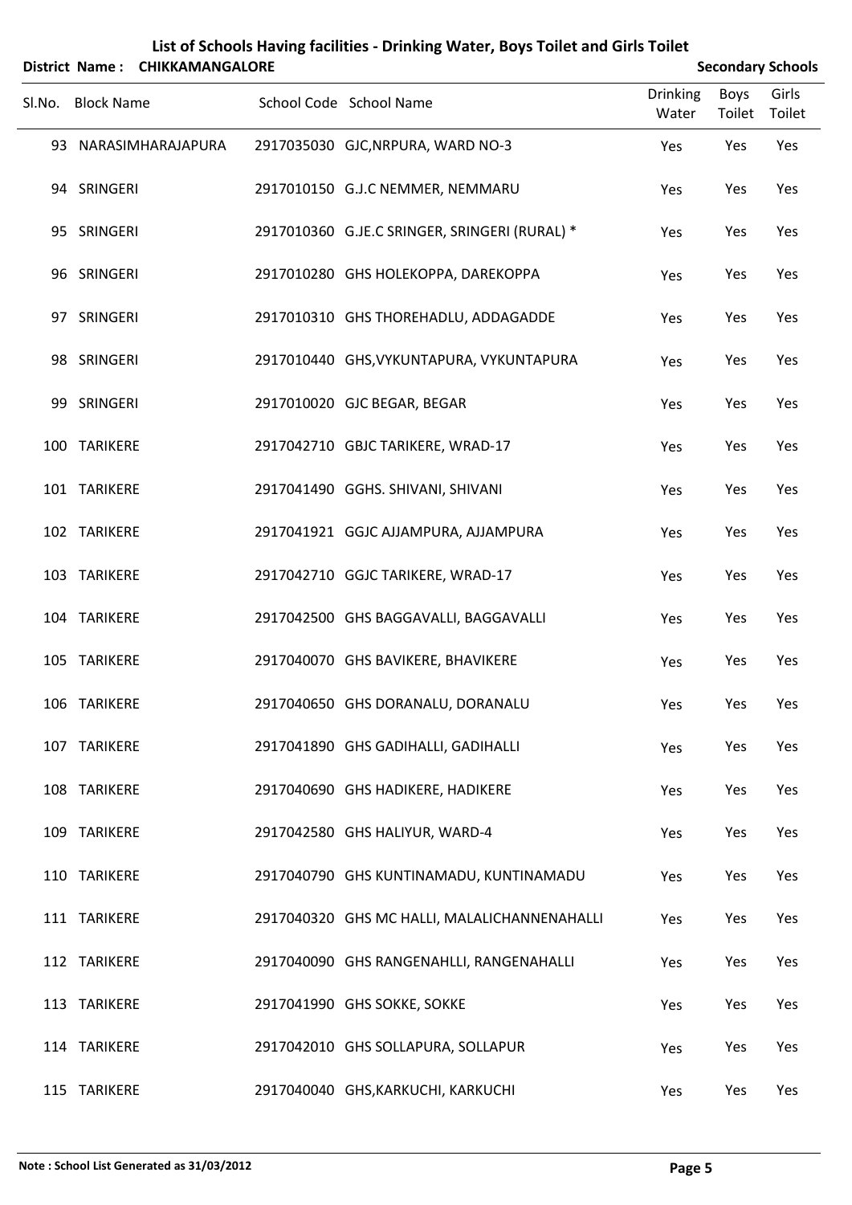# List of Schools Having facilities - Drinking Water, Boys Toilet and Girls Toilet

**District Name : CHIKKAMANGALORE** — **Secondary Schools**

| Sl.No. | Block Name | School Code | School Name | Drinking Water | Boys Toilet | Girls Toilet |
|---|---|---|---|---|---|---|
| 93 | NARASIMHARAJAPURA | 2917035030 | GJC,NRPURA, WARD NO-3 | Yes | Yes | Yes |
| 94 | SRINGERI | 2917010150 | G.J.C NEMMER, NEMMARU | Yes | Yes | Yes |
| 95 | SRINGERI | 2917010360 | G.JE.C SRINGER, SRINGERI (RURAL) * | Yes | Yes | Yes |
| 96 | SRINGERI | 2917010280 | GHS HOLEKOPPA, DAREKOPPA | Yes | Yes | Yes |
| 97 | SRINGERI | 2917010310 | GHS THOREHADLU, ADDAGADDE | Yes | Yes | Yes |
| 98 | SRINGERI | 2917010440 | GHS,VYKUNTAPURA, VYKUNTAPURA | Yes | Yes | Yes |
| 99 | SRINGERI | 2917010020 | GJC BEGAR, BEGAR | Yes | Yes | Yes |
| 100 | TARIKERE | 2917042710 | GBJC TARIKERE, WRAD-17 | Yes | Yes | Yes |
| 101 | TARIKERE | 2917041490 | GGHS. SHIVANI, SHIVANI | Yes | Yes | Yes |
| 102 | TARIKERE | 2917041921 | GGJC AJJAMPURA, AJJAMPURA | Yes | Yes | Yes |
| 103 | TARIKERE | 2917042710 | GGJC TARIKERE, WRAD-17 | Yes | Yes | Yes |
| 104 | TARIKERE | 2917042500 | GHS BAGGAVALLI, BAGGAVALLI | Yes | Yes | Yes |
| 105 | TARIKERE | 2917040070 | GHS BAVIKERE, BHAVIKERE | Yes | Yes | Yes |
| 106 | TARIKERE | 2917040650 | GHS DORANALU, DORANALU | Yes | Yes | Yes |
| 107 | TARIKERE | 2917041890 | GHS GADIHALLI, GADIHALLI | Yes | Yes | Yes |
| 108 | TARIKERE | 2917040690 | GHS HADIKERE, HADIKERE | Yes | Yes | Yes |
| 109 | TARIKERE | 2917042580 | GHS HALIYUR, WARD-4 | Yes | Yes | Yes |
| 110 | TARIKERE | 2917040790 | GHS KUNTINAMADU, KUNTINAMADU | Yes | Yes | Yes |
| 111 | TARIKERE | 2917040320 | GHS MC HALLI, MALALICHANNENAHALLI | Yes | Yes | Yes |
| 112 | TARIKERE | 2917040090 | GHS RANGENAHLLI, RANGENAHALLI | Yes | Yes | Yes |
| 113 | TARIKERE | 2917041990 | GHS SOKKE, SOKKE | Yes | Yes | Yes |
| 114 | TARIKERE | 2917042010 | GHS SOLLAPURA, SOLLAPUR | Yes | Yes | Yes |
| 115 | TARIKERE | 2917040040 | GHS,KARKUCHI, KARKUCHI | Yes | Yes | Yes |

**Note : School List Generated as 31/03/2012**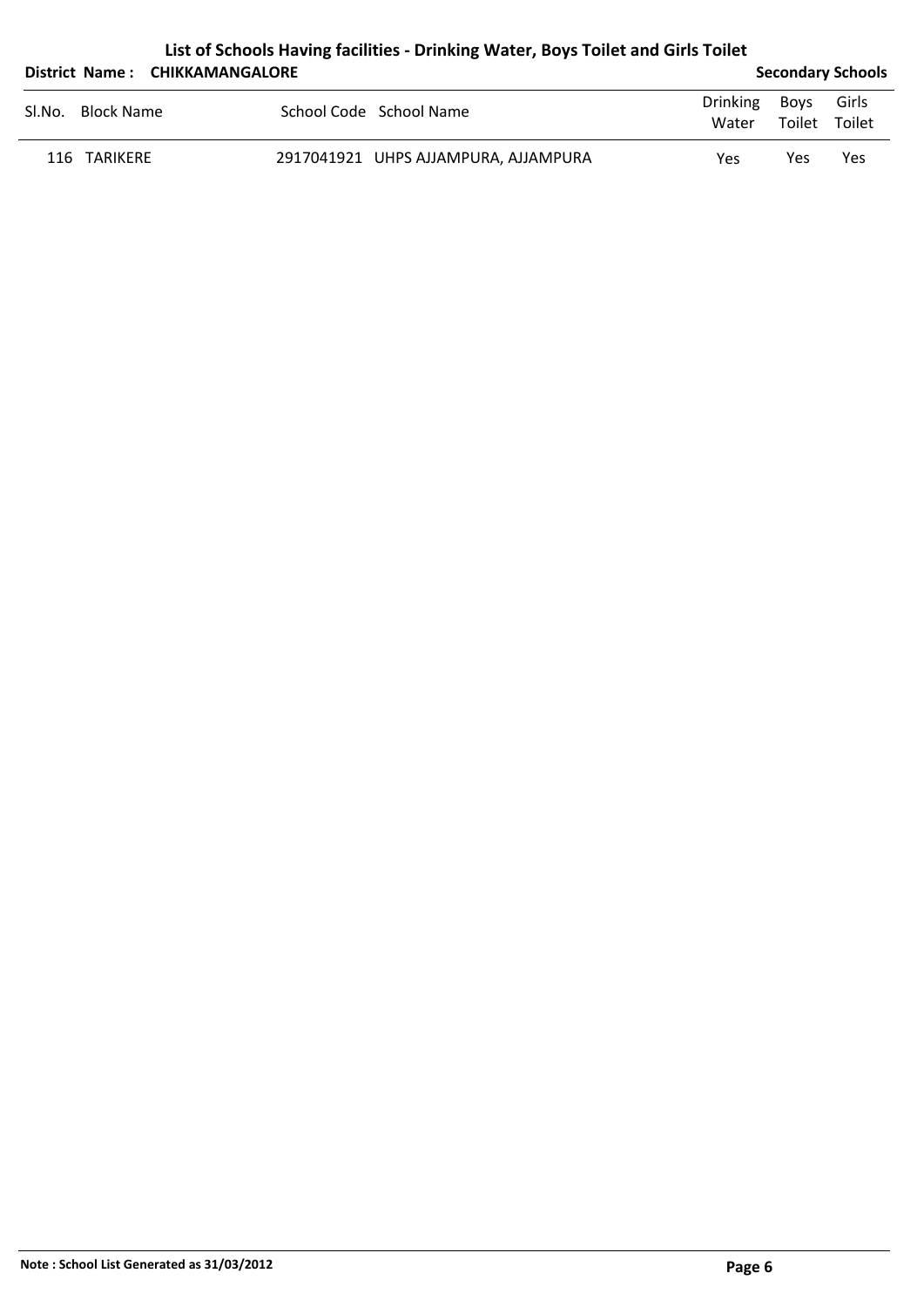# List of Schools Having facilities - Drinking Water, Boys Toilet and Girls Toilet

**District Name : CHIKKAMANGALORE** **Secondary Schools**

| Sl.No. | Block Name | School Code | School Name | Drinking Water | Boys Toilet | Girls Toilet |
|---|---|---|---|---|---|---|
| 116 | TARIKERE | 2917041921 | UHPS AJJAMPURA, AJJAMPURA | Yes | Yes | Yes |

**Note : School List Generated as 31/03/2012**